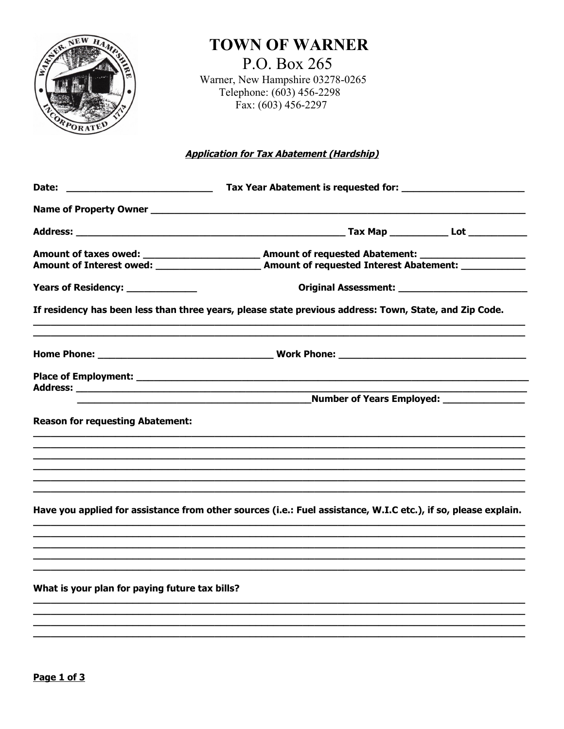# TOWN OF WARNER

P.O. Box 265

Warner, New Hampshire 03278-0265

Telephone: (603) 456-2298

Fax: (603) 456-2297

***Application for Tax Abatement (Hardship)***

**Date:** ___________________________ **Tax Year Abatement is requested for:** ______________________

**Name of Property Owner** ___________________________________________________________________

**Address:** ________________________________________________ **Tax Map** __________ **Lot** __________

**Amount of taxes owed:** ____________________ **Amount of requested Abatement:** __________________

**Amount of Interest owed:** __________________ **Amount of requested Interest Abatement:** ___________

**Years of Residency:** ____________ **Original Assessment:** _______________________

**If residency has been less than three years, please state previous address: Town, State, and Zip Code.**

_____________________________________________________________________________________________

_____________________________________________________________________________________________

**Home Phone:** ________________________________ **Work Phone:** __________________________________

**Place of Employment:** ______________________________________________________________________

**Address:** __________________________________________________________________________________

__________________________________________ **Number of Years Employed:** ______________

**Reason for requesting Abatement:**

_____________________________________________________________________________________________

_____________________________________________________________________________________________

_____________________________________________________________________________________________

_____________________________________________________________________________________________

_____________________________________________________________________________________________

_____________________________________________________________________________________________

**Have you applied for assistance from other sources (i.e.: Fuel assistance, W.I.C etc.), if so, please explain.**

_____________________________________________________________________________________________

_____________________________________________________________________________________________

_____________________________________________________________________________________________

_____________________________________________________________________________________________

_____________________________________________________________________________________________

**What is your plan for paying future tax bills?**

_____________________________________________________________________________________________

_____________________________________________________________________________________________

_____________________________________________________________________________________________

_____________________________________________________________________________________________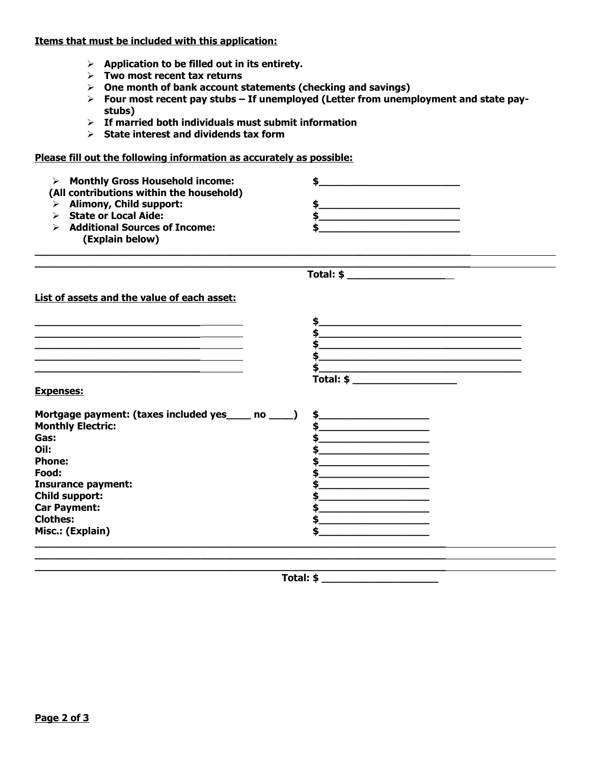**Items that must be included with this application:**

- **Application to be filled out in its entirety.**
- **Two most recent tax returns**
- **One month of bank account statements (checking and savings)**
- **Four most recent pay stubs – If unemployed (Letter from unemployment and state pay-stubs)**
- **If married both individuals must submit information**
- **State interest and dividends tax form**

**Please fill out the following information as accurately as possible:**

- **Monthly Gross Household income: (All contributions within the household)** $________________________
- **Alimony, Child support:** $________________________
- **State or Local Aide:** $________________________
- **Additional Sources of Income: (Explain below)** $________________________

________________________________________________________________________________

________________________________________________________________________________

**Total: $** ____________________

**List of assets and the value of each asset:**

| | |
|---|---|
| ________________________________ | $________________________________ |
| ________________________________ | $________________________________ |
| ________________________________ | $________________________________ |
| ________________________________ | $________________________________ |
| ________________________________ | $________________________________ |
| | **Total: $** __________________ |

**Expenses:**

| | |
|---|---|
| **Mortgage payment: (taxes included yes____ no ____)** | $__________________ |
| **Monthly Electric:** | $__________________ |
| **Gas:** | $__________________ |
| **Oil:** | $__________________ |
| **Phone:** | $__________________ |
| **Food:** | $__________________ |
| **Insurance payment:** | $__________________ |
| **Child support:** | $__________________ |
| **Car Payment:** | $__________________ |
| **Clothes:** | $__________________ |
| **Misc.: (Explain)** | $__________________ |

________________________________________________________________________________

________________________________________________________________________________

________________________________________________________________________________

**Total: $** ____________________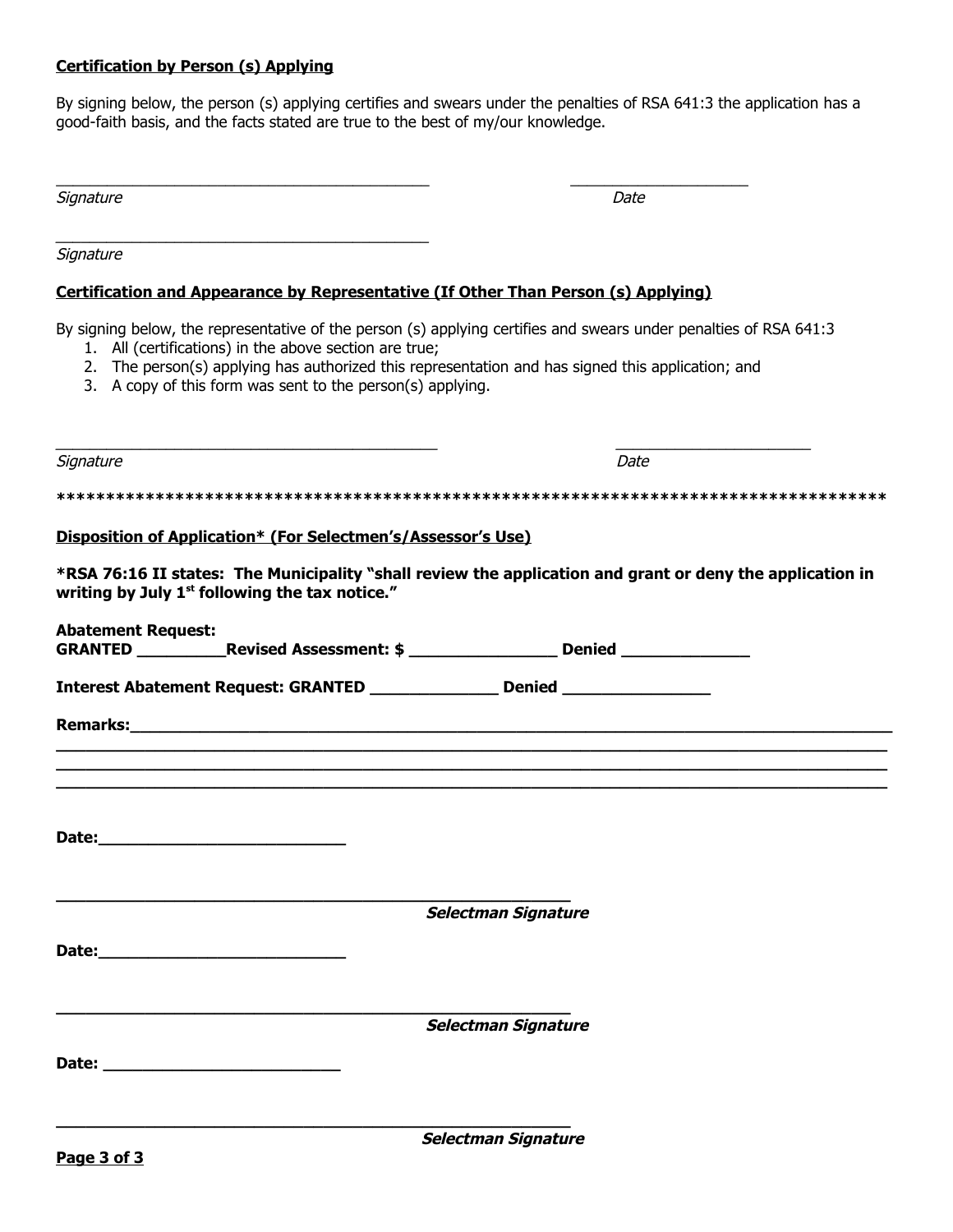**Certification by Person (s) Applying**

By signing below, the person (s) applying certifies and swears under the penalties of RSA 641:3 the application has a good-faith basis, and the facts stated are true to the best of my/our knowledge.

_____________________________________________ ____________________

*Signature* *Date*

_____________________________________________

*Signature*

**Certification and Appearance by Representative (If Other Than Person (s) Applying)**

By signing below, the representative of the person (s) applying certifies and swears under penalties of RSA 641:3

1. All (certifications) in the above section are true;
2. The person(s) applying has authorized this representation and has signed this application; and
3. A copy of this form was sent to the person(s) applying.

_____________________________________________ ______________________

*Signature* *Date*

**************************************************************************************

**Disposition of Application* (For Selectmen's/Assessor's Use)**

***RSA 76:16 II states: The Municipality "shall review the application and grant or deny the application in writing by July 1st following the tax notice."**

**Abatement Request:**
**GRANTED _________Revised Assessment: $ ________________ Denied ______________**

**Interest Abatement Request: GRANTED ______________ Denied ________________**

**Remarks:_________________________________________________________________________________**
**___________________________________________________________________________________________**
**___________________________________________________________________________________________**
**___________________________________________________________________________________________**

**Date:___________________________**

**_____________________________________________________________**
***Selectman Signature***

**Date:___________________________**

**_____________________________________________________________**
***Selectman Signature***

**Date: __________________________**

**_____________________________________________________________**
***Selectman Signature***